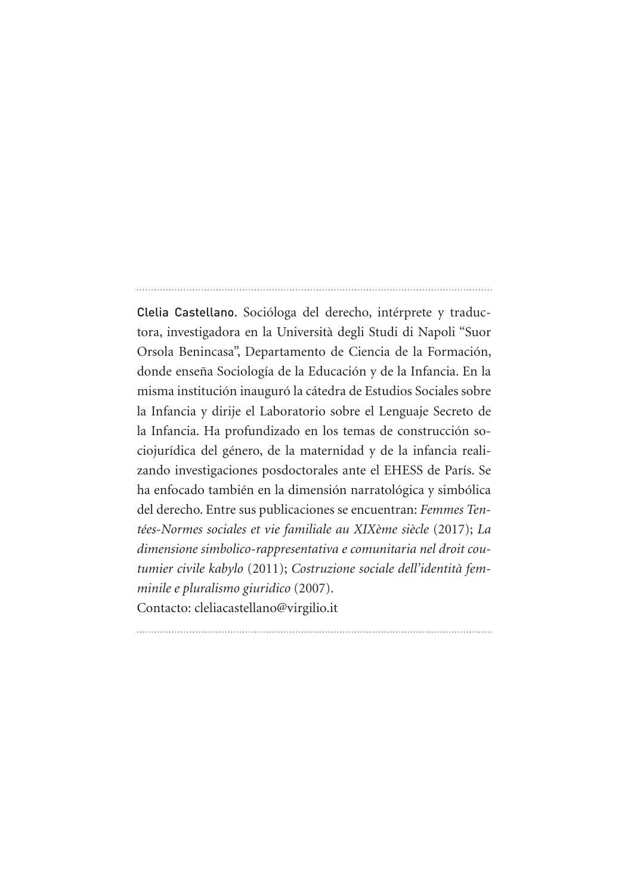**Clelia Castellano.** Socióloga del derecho, intérprete y traductora, investigadora en la Università degli Studi di Napoli "Suor Orsola Benincasa", Departamento de Ciencia de la Formación, donde enseña Sociología de la Educación y de la Infancia. En la misma institución inauguró la cátedra de Estudios Sociales sobre la Infancia y dirije el Laboratorio sobre el Lenguaje Secreto de la Infancia. Ha profundizado en los temas de construcción sociojurídica del género, de la maternidad y de la infancia realizando investigaciones posdoctorales ante el EHESS de París. Se ha enfocado también en la dimensión narratológica y simbólica del derecho. Entre sus publicaciones se encuentran: *Femmes Tentées-Normes sociales et vie familiale au XIXème siècle* (2017); *La dimensione simbolico-rappresentativa e comunitaria nel droit coutumier civile kabylo* (2011); *Costruzione sociale dell'identità femminile e pluralismo giuridico* (2007).
Contacto: cleliacastellano@virgilio.it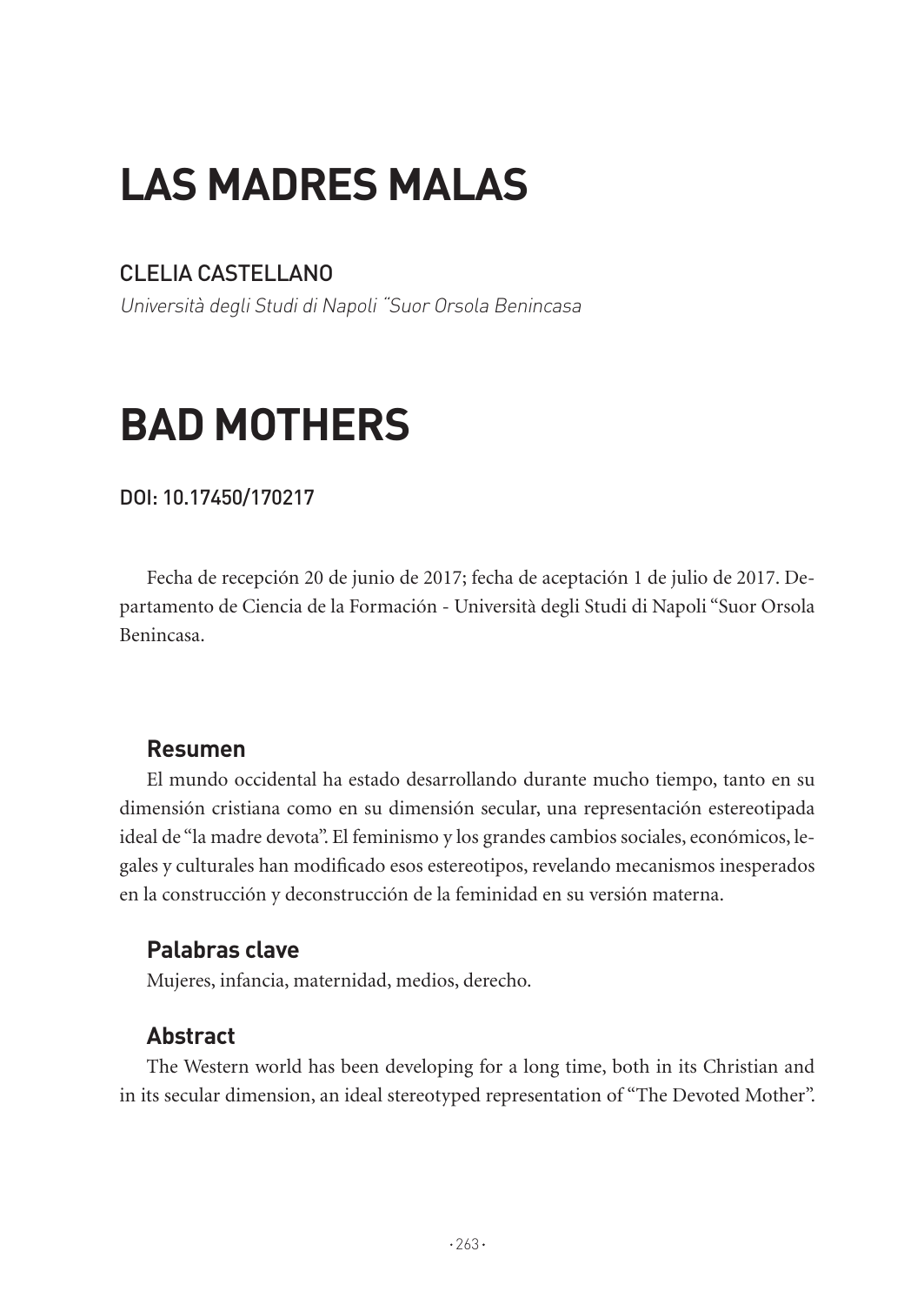# LAS MADRES MALAS

CLELIA CASTELLANO

*Università degli Studi di Napoli "Suor Orsola Benincasa*

# BAD MOTHERS

**DOI: 10.17450/170217**

Fecha de recepción 20 de junio de 2017; fecha de aceptación 1 de julio de 2017. Departamento de Ciencia de la Formación - Università degli Studi di Napoli "Suor Orsola Benincasa.

### Resumen

El mundo occidental ha estado desarrollando durante mucho tiempo, tanto en su dimensión cristiana como en su dimensión secular, una representación estereotipada ideal de "la madre devota". El feminismo y los grandes cambios sociales, económicos, legales y culturales han modificado esos estereotipos, revelando mecanismos inesperados en la construcción y deconstrucción de la feminidad en su versión materna.

### Palabras clave

Mujeres, infancia, maternidad, medios, derecho.

### Abstract

The Western world has been developing for a long time, both in its Christian and in its secular dimension, an ideal stereotyped representation of "The Devoted Mother".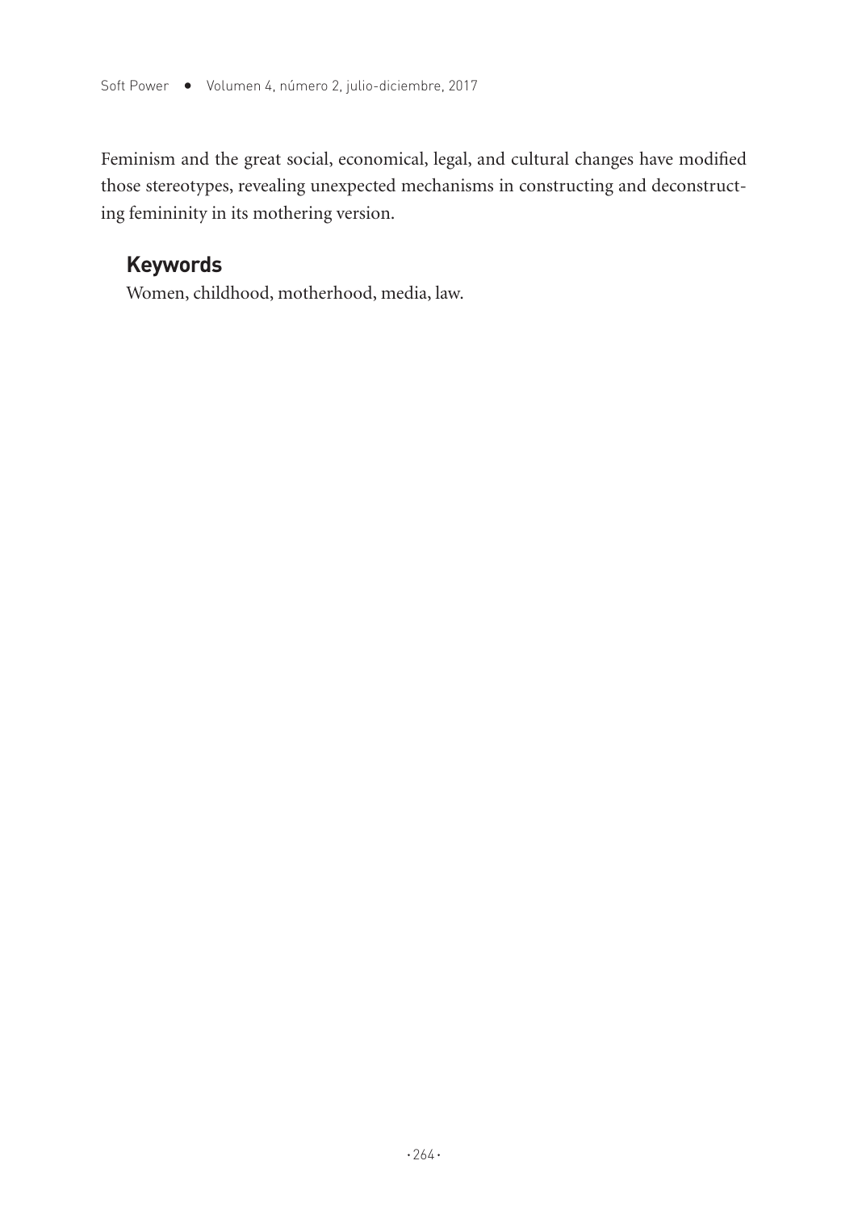Feminism and the great social, economical, legal, and cultural changes have modified those stereotypes, revealing unexpected mechanisms in constructing and deconstructing femininity in its mothering version.

## Keywords

Women, childhood, motherhood, media, law.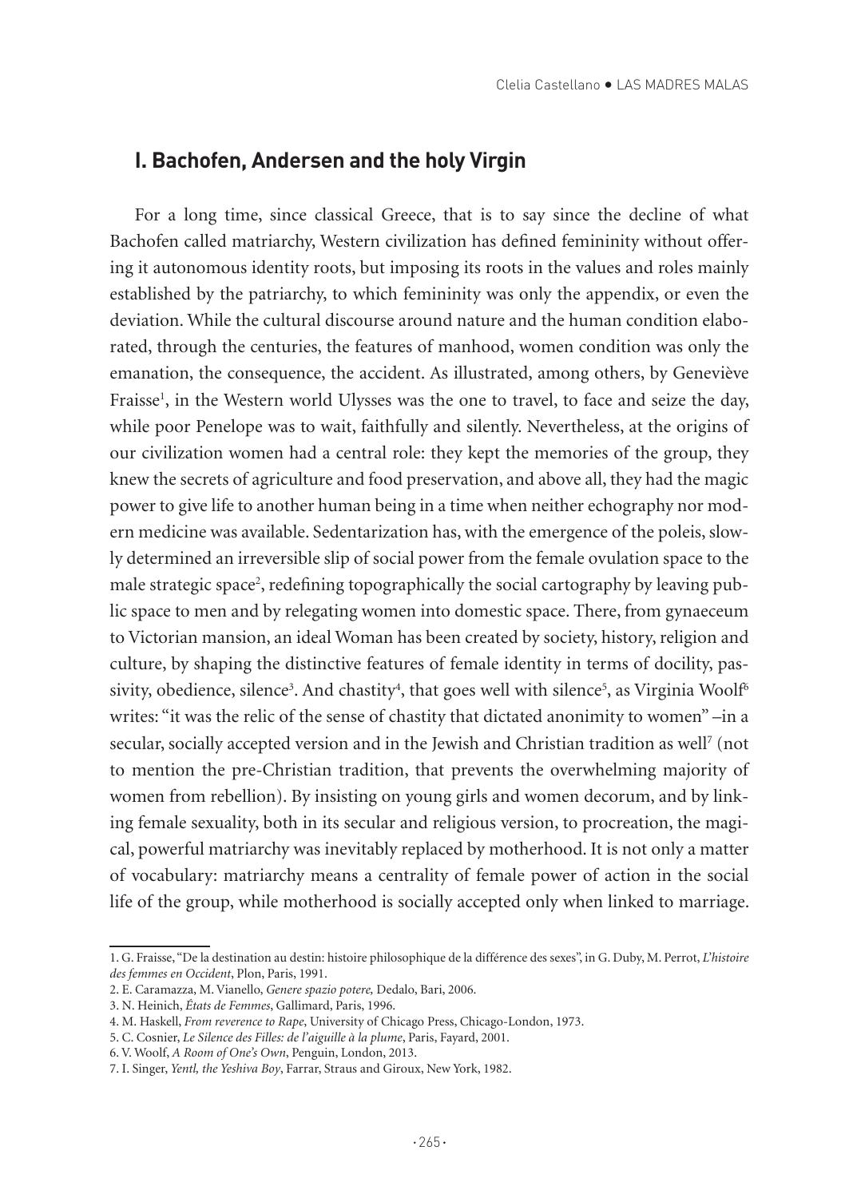## I. Bachofen, Andersen and the holy Virgin

For a long time, since classical Greece, that is to say since the decline of what Bachofen called matriarchy, Western civilization has defined femininity without offering it autonomous identity roots, but imposing its roots in the values and roles mainly established by the patriarchy, to which femininity was only the appendix, or even the deviation. While the cultural discourse around nature and the human condition elaborated, through the centuries, the features of manhood, women condition was only the emanation, the consequence, the accident. As illustrated, among others, by Geneviève Fraisse[1], in the Western world Ulysses was the one to travel, to face and seize the day, while poor Penelope was to wait, faithfully and silently. Nevertheless, at the origins of our civilization women had a central role: they kept the memories of the group, they knew the secrets of agriculture and food preservation, and above all, they had the magic power to give life to another human being in a time when neither echography nor modern medicine was available. Sedentarization has, with the emergence of the poleis, slowly determined an irreversible slip of social power from the female ovulation space to the male strategic space[2], redefining topographically the social cartography by leaving public space to men and by relegating women into domestic space. There, from gynaeceum to Victorian mansion, an ideal Woman has been created by society, history, religion and culture, by shaping the distinctive features of female identity in terms of docility, passivity, obedience, silence[3]. And chastity[4], that goes well with silence[5], as Virginia Woolf[6] writes: "it was the relic of the sense of chastity that dictated anonimity to women" –in a secular, socially accepted version and in the Jewish and Christian tradition as well[7] (not to mention the pre-Christian tradition, that prevents the overwhelming majority of women from rebellion). By insisting on young girls and women decorum, and by linking female sexuality, both in its secular and religious version, to procreation, the magical, powerful matriarchy was inevitably replaced by motherhood. It is not only a matter of vocabulary: matriarchy means a centrality of female power of action in the social life of the group, while motherhood is socially accepted only when linked to marriage.

1. G. Fraisse, "De la destination au destin: histoire philosophique de la différence des sexes", in G. Duby, M. Perrot, *L'histoire des femmes en Occident*, Plon, Paris, 1991.
2. E. Caramazza, M. Vianello, *Genere spazio potere,* Dedalo, Bari, 2006.
3. N. Heinich, *États de Femmes*, Gallimard, Paris, 1996.
4. M. Haskell, *From reverence to Rape*, University of Chicago Press, Chicago-London, 1973.
5. C. Cosnier, *Le Silence des Filles: de l'aiguille à la plume*, Paris, Fayard, 2001.
6. V. Woolf, *A Room of One's Own*, Penguin, London, 2013.
7. I. Singer, *Yentl, the Yeshiva Boy*, Farrar, Straus and Giroux, New York, 1982.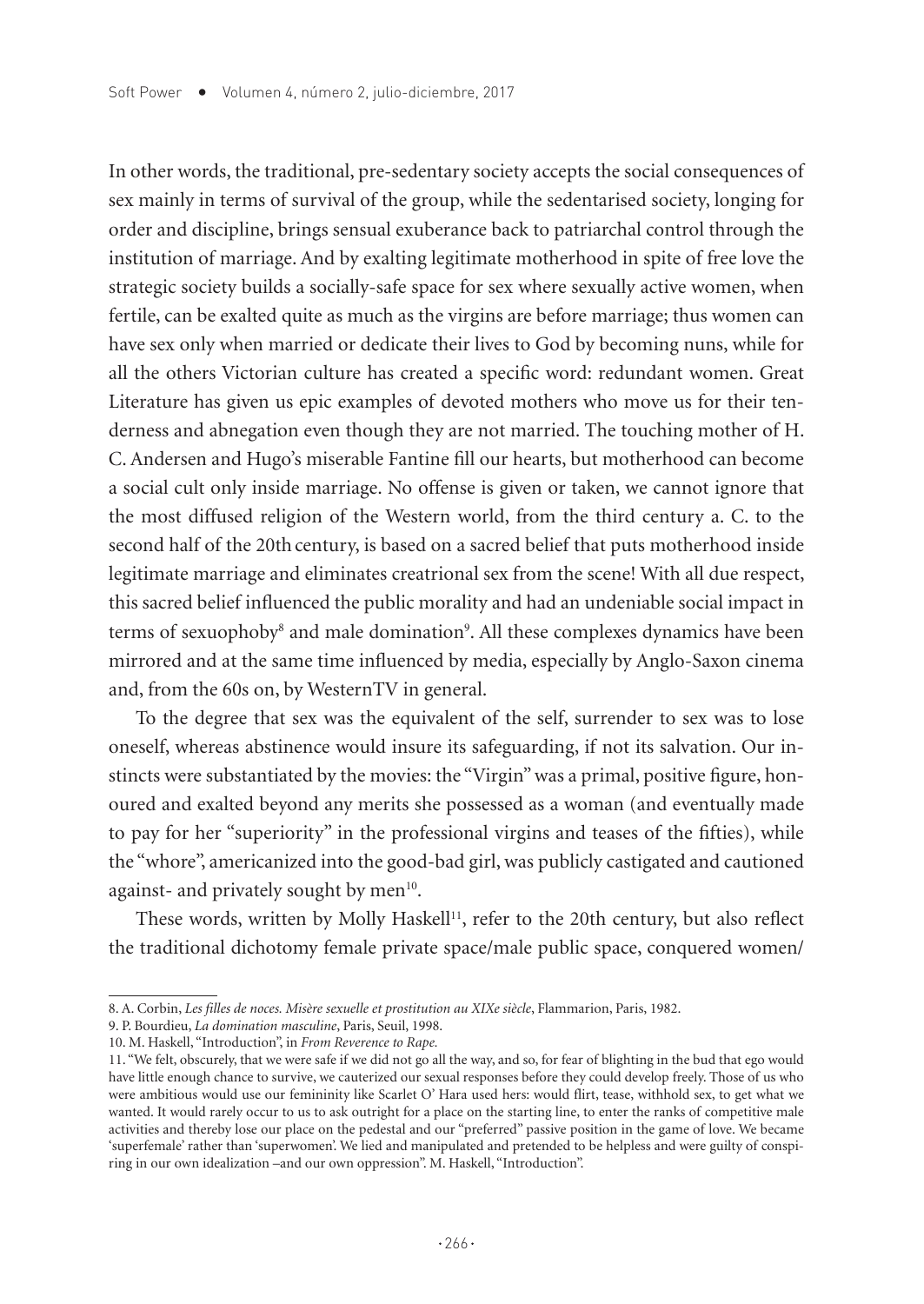In other words, the traditional, pre-sedentary society accepts the social consequences of sex mainly in terms of survival of the group, while the sedentarised society, longing for order and discipline, brings sensual exuberance back to patriarchal control through the institution of marriage. And by exalting legitimate motherhood in spite of free love the strategic society builds a socially-safe space for sex where sexually active women, when fertile, can be exalted quite as much as the virgins are before marriage; thus women can have sex only when married or dedicate their lives to God by becoming nuns, while for all the others Victorian culture has created a specific word: redundant women. Great Literature has given us epic examples of devoted mothers who move us for their tenderness and abnegation even though they are not married. The touching mother of H. C. Andersen and Hugo's miserable Fantine fill our hearts, but motherhood can become a social cult only inside marriage. No offense is given or taken, we cannot ignore that the most diffused religion of the Western world, from the third century a. C. to the second half of the 20th century, is based on a sacred belief that puts motherhood inside legitimate marriage and eliminates creatrional sex from the scene! With all due respect, this sacred belief influenced the public morality and had an undeniable social impact in terms of sexuophoby[8] and male domination[9]. All these complexes dynamics have been mirrored and at the same time influenced by media, especially by Anglo-Saxon cinema and, from the 60s on, by WesternTV in general.

To the degree that sex was the equivalent of the self, surrender to sex was to lose oneself, whereas abstinence would insure its safeguarding, if not its salvation. Our instincts were substantiated by the movies: the "Virgin" was a primal, positive figure, honoured and exalted beyond any merits she possessed as a woman (and eventually made to pay for her "superiority" in the professional virgins and teases of the fifties), while the "whore", americanized into the good-bad girl, was publicly castigated and cautioned against- and privately sought by men[10].

These words, written by Molly Haskell[11], refer to the 20th century, but also reflect the traditional dichotomy female private space/male public space, conquered women/

---

8. A. Corbin, *Les filles de noces. Misère sexuelle et prostitution au XIXe siècle*, Flammarion, Paris, 1982.

9. P. Bourdieu, *La domination masculine*, Paris, Seuil, 1998.

10. M. Haskell, "Introduction", in *From Reverence to Rape.*

11. "We felt, obscurely, that we were safe if we did not go all the way, and so, for fear of blighting in the bud that ego would have little enough chance to survive, we cauterized our sexual responses before they could develop freely. Those of us who were ambitious would use our femininity like Scarlet O' Hara used hers: would flirt, tease, withhold sex, to get what we wanted. It would rarely occur to us to ask outright for a place on the starting line, to enter the ranks of competitive male activities and thereby lose our place on the pedestal and our "preferred" passive position in the game of love. We became 'superfemale' rather than 'superwomen'. We lied and manipulated and pretended to be helpless and were guilty of conspiring in our own idealization –and our own oppression". M. Haskell, "Introduction".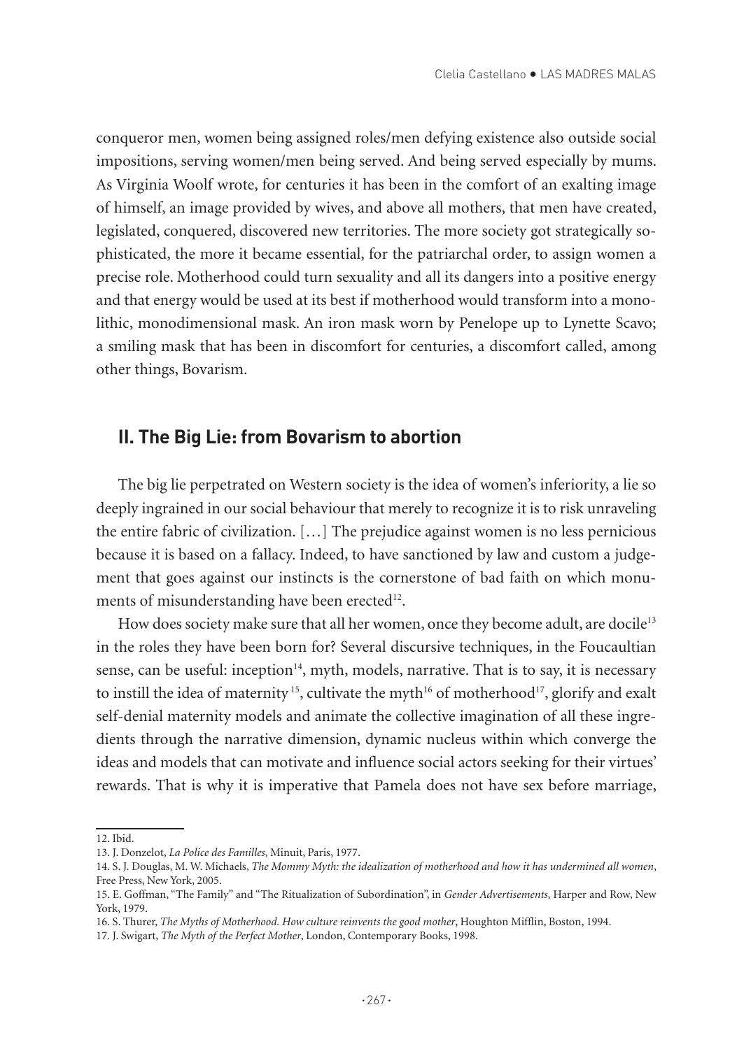conqueror men, women being assigned roles/men defying existence also outside social impositions, serving women/men being served. And being served especially by mums. As Virginia Woolf wrote, for centuries it has been in the comfort of an exalting image of himself, an image provided by wives, and above all mothers, that men have created, legislated, conquered, discovered new territories. The more society got strategically sophisticated, the more it became essential, for the patriarchal order, to assign women a precise role. Motherhood could turn sexuality and all its dangers into a positive energy and that energy would be used at its best if motherhood would transform into a monolithic, monodimensional mask. An iron mask worn by Penelope up to Lynette Scavo; a smiling mask that has been in discomfort for centuries, a discomfort called, among other things, Bovarism.

## II. The Big Lie: from Bovarism to abortion

The big lie perpetrated on Western society is the idea of women's inferiority, a lie so deeply ingrained in our social behaviour that merely to recognize it is to risk unraveling the entire fabric of civilization. […] The prejudice against women is no less pernicious because it is based on a fallacy. Indeed, to have sanctioned by law and custom a judgement that goes against our instincts is the cornerstone of bad faith on which monuments of misunderstanding have been erected[12].

How does society make sure that all her women, once they become adult, are docile[13] in the roles they have been born for? Several discursive techniques, in the Foucaultian sense, can be useful: inception[14], myth, models, narrative. That is to say, it is necessary to instill the idea of maternity[15], cultivate the myth[16] of motherhood[17], glorify and exalt self-denial maternity models and animate the collective imagination of all these ingredients through the narrative dimension, dynamic nucleus within which converge the ideas and models that can motivate and influence social actors seeking for their virtues' rewards. That is why it is imperative that Pamela does not have sex before marriage,

---

12. Ibid.

13. J. Donzelot, *La Police des Familles*, Minuit, Paris, 1977.

14. S. J. Douglas, M. W. Michaels, *The Mommy Myth: the idealization of motherhood and how it has undermined all women*, Free Press, New York, 2005.

15. E. Goffman, "The Family" and "The Ritualization of Subordination", in *Gender Advertisements*, Harper and Row, New York, 1979.

16. S. Thurer, *The Myths of Motherhood. How culture reinvents the good mother*, Houghton Mifflin, Boston, 1994.

17. J. Swigart, *The Myth of the Perfect Mother*, London, Contemporary Books, 1998.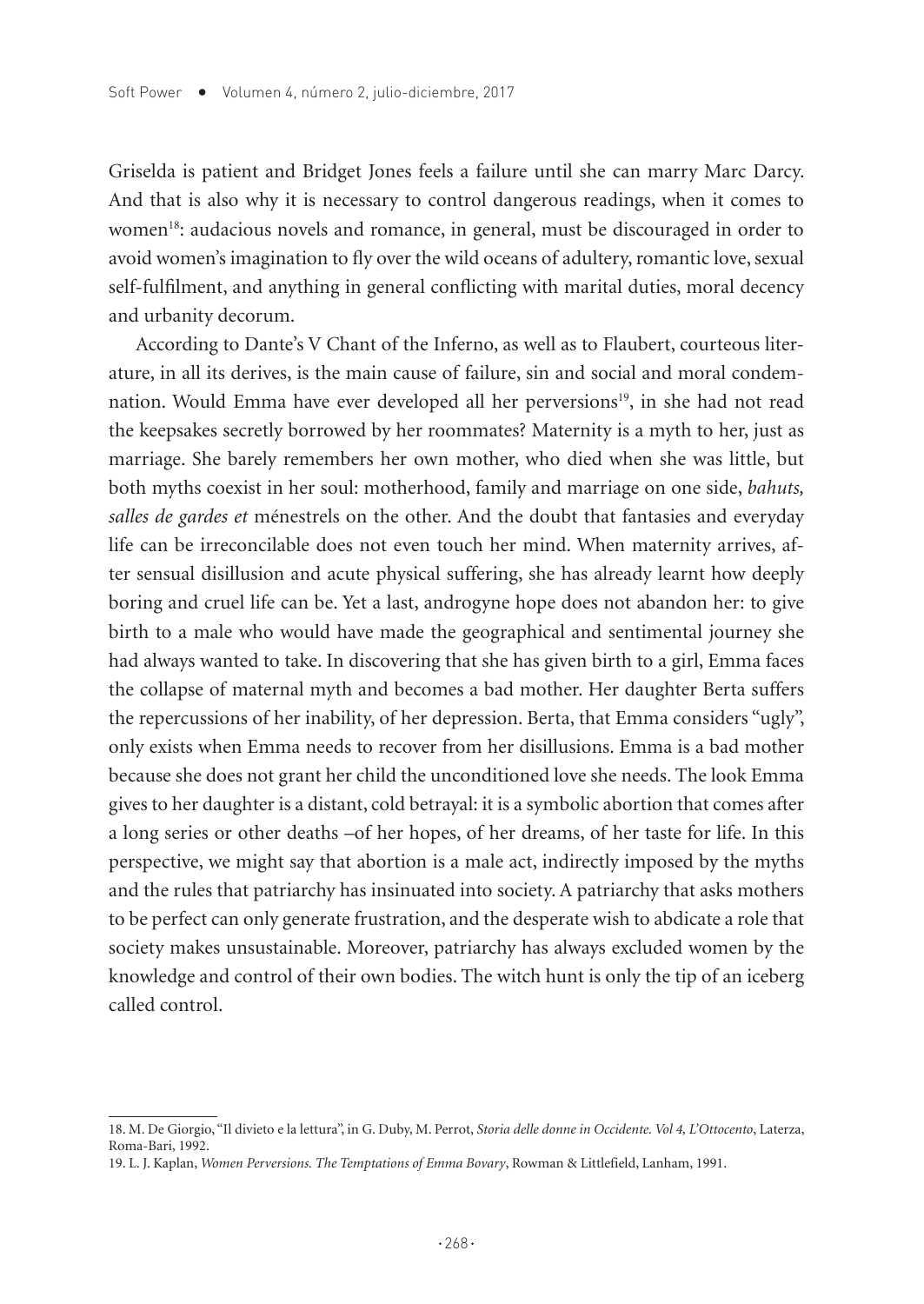Griselda is patient and Bridget Jones feels a failure until she can marry Marc Darcy. And that is also why it is necessary to control dangerous readings, when it comes to women[18]: audacious novels and romance, in general, must be discouraged in order to avoid women's imagination to fly over the wild oceans of adultery, romantic love, sexual self-fulfilment, and anything in general conflicting with marital duties, moral decency and urbanity decorum.

According to Dante's V Chant of the Inferno, as well as to Flaubert, courteous literature, in all its derives, is the main cause of failure, sin and social and moral condemnation. Would Emma have ever developed all her perversions[19], in she had not read the keepsakes secretly borrowed by her roommates? Maternity is a myth to her, just as marriage. She barely remembers her own mother, who died when she was little, but both myths coexist in her soul: motherhood, family and marriage on one side, *bahuts, salles de gardes et* ménestrels on the other. And the doubt that fantasies and everyday life can be irreconcilable does not even touch her mind. When maternity arrives, after sensual disillusion and acute physical suffering, she has already learnt how deeply boring and cruel life can be. Yet a last, androgyne hope does not abandon her: to give birth to a male who would have made the geographical and sentimental journey she had always wanted to take. In discovering that she has given birth to a girl, Emma faces the collapse of maternal myth and becomes a bad mother. Her daughter Berta suffers the repercussions of her inability, of her depression. Berta, that Emma considers "ugly", only exists when Emma needs to recover from her disillusions. Emma is a bad mother because she does not grant her child the unconditioned love she needs. The look Emma gives to her daughter is a distant, cold betrayal: it is a symbolic abortion that comes after a long series or other deaths –of her hopes, of her dreams, of her taste for life. In this perspective, we might say that abortion is a male act, indirectly imposed by the myths and the rules that patriarchy has insinuated into society. A patriarchy that asks mothers to be perfect can only generate frustration, and the desperate wish to abdicate a role that society makes unsustainable. Moreover, patriarchy has always excluded women by the knowledge and control of their own bodies. The witch hunt is only the tip of an iceberg called control.

---

18. M. De Giorgio, "Il divieto e la lettura", in G. Duby, M. Perrot, *Storia delle donne in Occidente. Vol 4, L'Ottocento*, Laterza, Roma-Bari, 1992.

19. L. J. Kaplan, *Women Perversions. The Temptations of Emma Bovary*, Rowman & Littlefield, Lanham, 1991.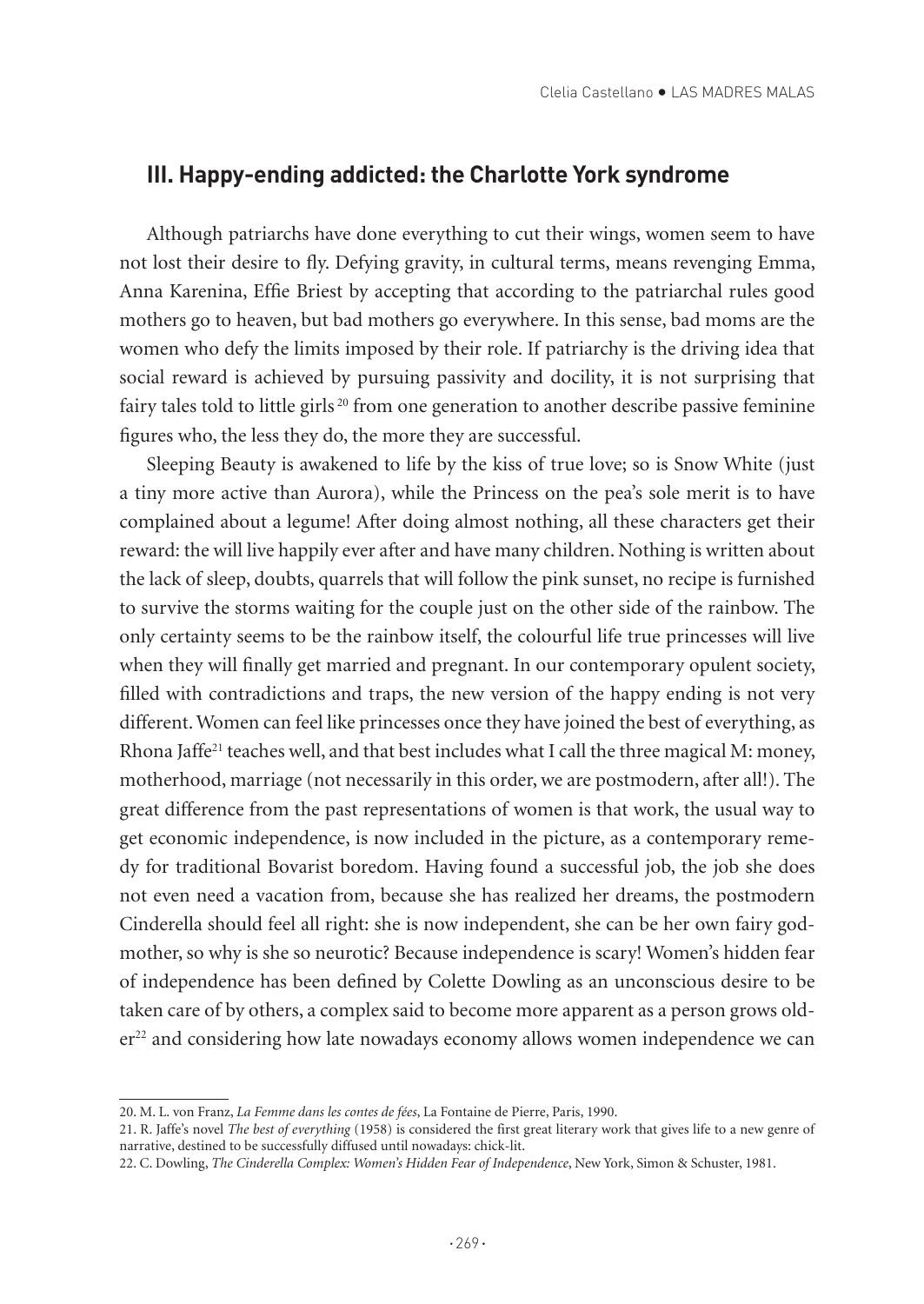## III. Happy-ending addicted: the Charlotte York syndrome

Although patriarchs have done everything to cut their wings, women seem to have not lost their desire to fly. Defying gravity, in cultural terms, means revenging Emma, Anna Karenina, Effie Briest by accepting that according to the patriarchal rules good mothers go to heaven, but bad mothers go everywhere. In this sense, bad moms are the women who defy the limits imposed by their role. If patriarchy is the driving idea that social reward is achieved by pursuing passivity and docility, it is not surprising that fairy tales told to little girls [20] from one generation to another describe passive feminine figures who, the less they do, the more they are successful.

Sleeping Beauty is awakened to life by the kiss of true love; so is Snow White (just a tiny more active than Aurora), while the Princess on the pea's sole merit is to have complained about a legume! After doing almost nothing, all these characters get their reward: the will live happily ever after and have many children. Nothing is written about the lack of sleep, doubts, quarrels that will follow the pink sunset, no recipe is furnished to survive the storms waiting for the couple just on the other side of the rainbow. The only certainty seems to be the rainbow itself, the colourful life true princesses will live when they will finally get married and pregnant. In our contemporary opulent society, filled with contradictions and traps, the new version of the happy ending is not very different. Women can feel like princesses once they have joined the best of everything, as Rhona Jaffe[21] teaches well, and that best includes what I call the three magical M: money, motherhood, marriage (not necessarily in this order, we are postmodern, after all!). The great difference from the past representations of women is that work, the usual way to get economic independence, is now included in the picture, as a contemporary remedy for traditional Bovarist boredom. Having found a successful job, the job she does not even need a vacation from, because she has realized her dreams, the postmodern Cinderella should feel all right: she is now independent, she can be her own fairy godmother, so why is she so neurotic? Because independence is scary! Women's hidden fear of independence has been defined by Colette Dowling as an unconscious desire to be taken care of by others, a complex said to become more apparent as a person grows older[22] and considering how late nowadays economy allows women independence we can

---

20. M. L. von Franz, *La Femme dans les contes de fées*, La Fontaine de Pierre, Paris, 1990.

21. R. Jaffe's novel *The best of everything* (1958) is considered the first great literary work that gives life to a new genre of narrative, destined to be successfully diffused until nowadays: chick-lit.

22. C. Dowling, *The Cinderella Complex: Women's Hidden Fear of Independence*, New York, Simon & Schuster, 1981.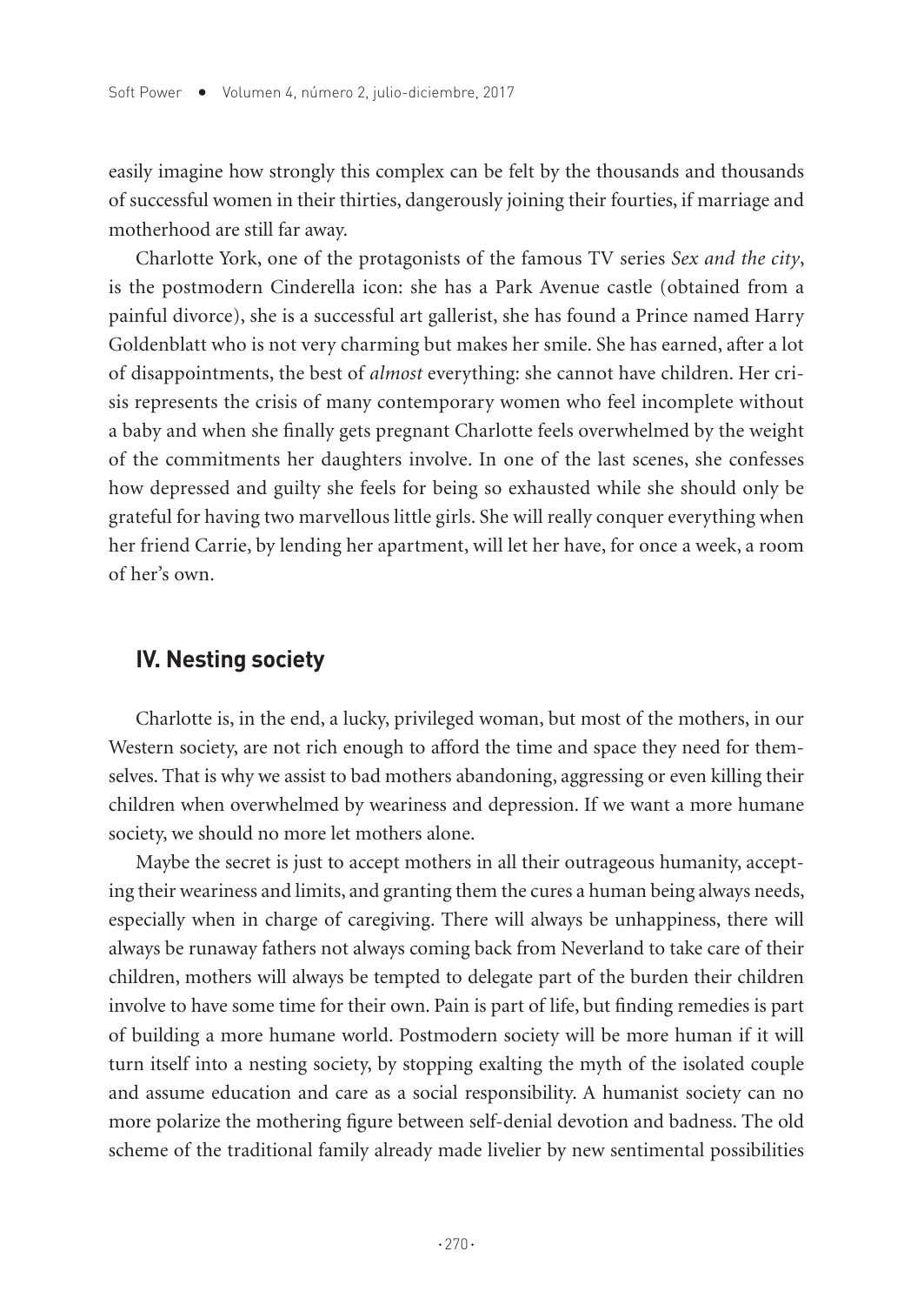easily imagine how strongly this complex can be felt by the thousands and thousands of successful women in their thirties, dangerously joining their fourties, if marriage and motherhood are still far away.

Charlotte York, one of the protagonists of the famous TV series *Sex and the city*, is the postmodern Cinderella icon: she has a Park Avenue castle (obtained from a painful divorce), she is a successful art gallerist, she has found a Prince named Harry Goldenblatt who is not very charming but makes her smile. She has earned, after a lot of disappointments, the best of *almost* everything: she cannot have children. Her crisis represents the crisis of many contemporary women who feel incomplete without a baby and when she finally gets pregnant Charlotte feels overwhelmed by the weight of the commitments her daughters involve. In one of the last scenes, she confesses how depressed and guilty she feels for being so exhausted while she should only be grateful for having two marvellous little girls. She will really conquer everything when her friend Carrie, by lending her apartment, will let her have, for once a week, a room of her's own.

## IV. Nesting society

Charlotte is, in the end, a lucky, privileged woman, but most of the mothers, in our Western society, are not rich enough to afford the time and space they need for themselves. That is why we assist to bad mothers abandoning, aggressing or even killing their children when overwhelmed by weariness and depression. If we want a more humane society, we should no more let mothers alone.

Maybe the secret is just to accept mothers in all their outrageous humanity, accepting their weariness and limits, and granting them the cures a human being always needs, especially when in charge of caregiving. There will always be unhappiness, there will always be runaway fathers not always coming back from Neverland to take care of their children, mothers will always be tempted to delegate part of the burden their children involve to have some time for their own. Pain is part of life, but finding remedies is part of building a more humane world. Postmodern society will be more human if it will turn itself into a nesting society, by stopping exalting the myth of the isolated couple and assume education and care as a social responsibility. A humanist society can no more polarize the mothering figure between self-denial devotion and badness. The old scheme of the traditional family already made livelier by new sentimental possibilities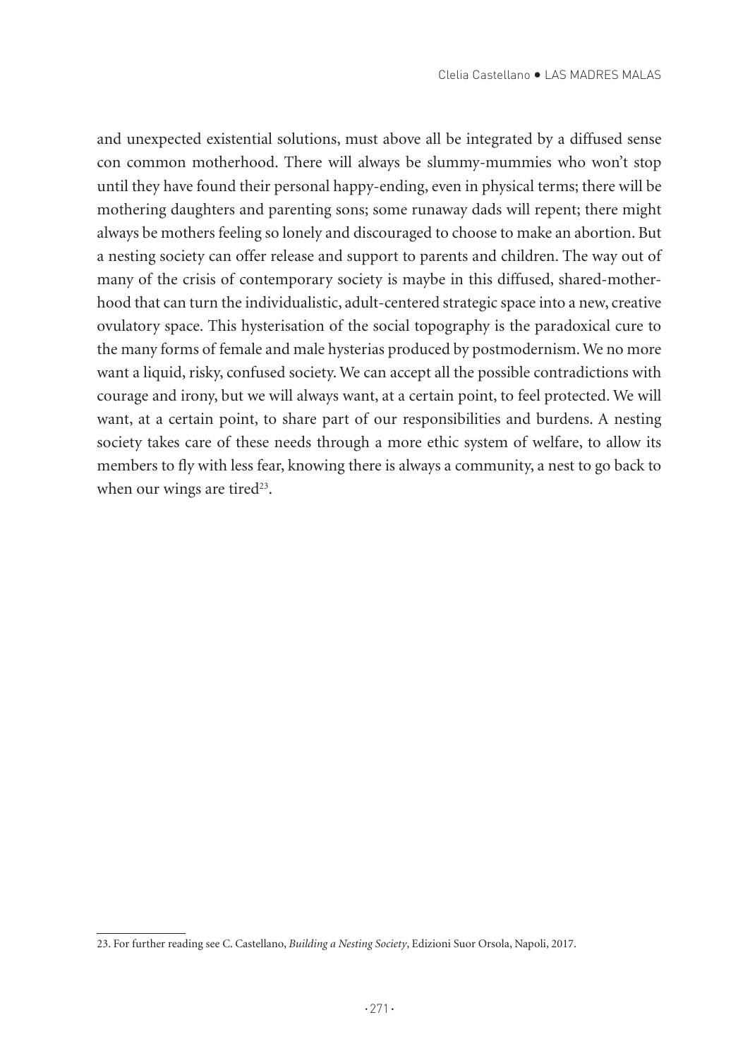and unexpected existential solutions, must above all be integrated by a diffused sense con common motherhood. There will always be slummy-mummies who won't stop until they have found their personal happy-ending, even in physical terms; there will be mothering daughters and parenting sons; some runaway dads will repent; there might always be mothers feeling so lonely and discouraged to choose to make an abortion. But a nesting society can offer release and support to parents and children. The way out of many of the crisis of contemporary society is maybe in this diffused, shared-motherhood that can turn the individualistic, adult-centered strategic space into a new, creative ovulatory space. This hysterisation of the social topography is the paradoxical cure to the many forms of female and male hysterias produced by postmodernism. We no more want a liquid, risky, confused society. We can accept all the possible contradictions with courage and irony, but we will always want, at a certain point, to feel protected. We will want, at a certain point, to share part of our responsibilities and burdens. A nesting society takes care of these needs through a more ethic system of welfare, to allow its members to fly with less fear, knowing there is always a community, a nest to go back to when our wings are tired[23].

23. For further reading see C. Castellano, *Building a Nesting Society*, Edizioni Suor Orsola, Napoli, 2017.